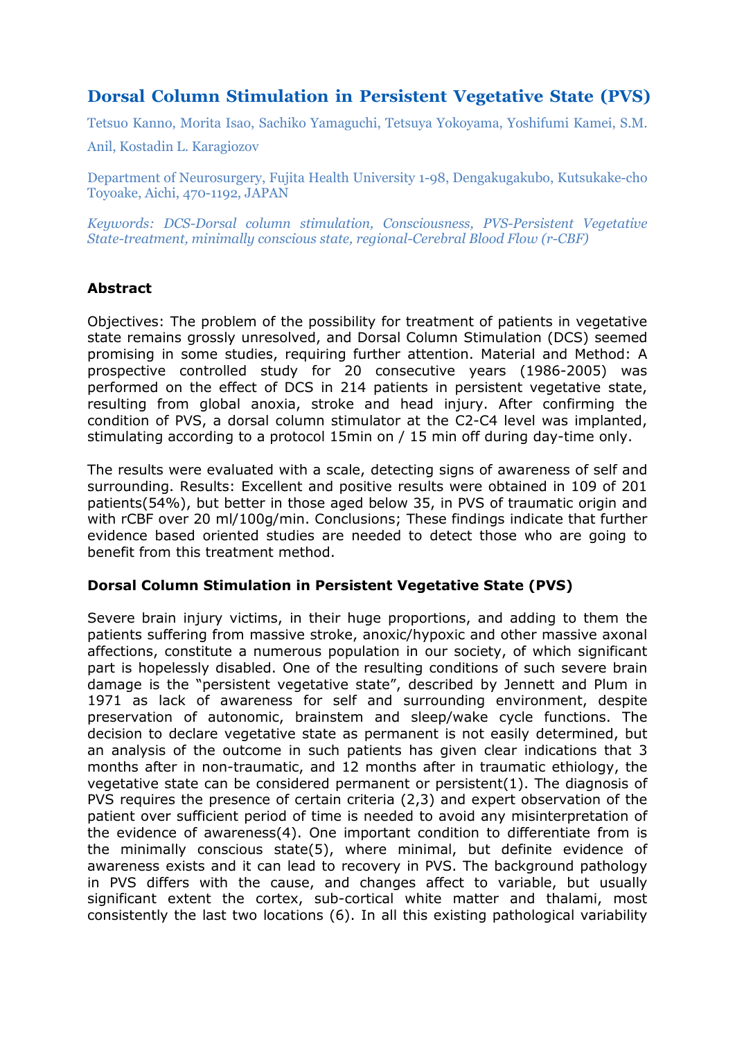# Dorsal Column Stimulation in Persistent Vegetative State (PVS)

Tetsuo Kanno, Morita Isao, Sachiko Yamaguchi, Tetsuya Yokoyama, Yoshifumi Kamei, S.M. Anil, Kostadin L. Karagiozov

Department of Neurosurgery, Fujita Health University 1-98, Dengakugakubo, Kutsukake-cho Toyoake, Aichi, 470-1192, JAPAN

*Keywords: DCS-Dorsal column stimulation, Consciousness, PVS-Persistent Vegetative State-treatment, minimally conscious state, regional-Cerebral Blood Flow (r-CBF)*

## Abstract

Objectives: The problem of the possibility for treatment of patients in vegetative state remains grossly unresolved, and Dorsal Column Stimulation (DCS) seemed promising in some studies, requiring further attention. Material and Method: A prospective controlled study for 20 consecutive years (1986-2005) was performed on the effect of DCS in 214 patients in persistent vegetative state, resulting from global anoxia, stroke and head injury. After confirming the condition of PVS, a dorsal column stimulator at the C2-C4 level was implanted, stimulating according to a protocol 15min on / 15 min off during day-time only.

The results were evaluated with a scale, detecting signs of awareness of self and surrounding. Results: Excellent and positive results were obtained in 109 of 201 patients(54%), but better in those aged below 35, in PVS of traumatic origin and with rCBF over 20 ml/100g/min. Conclusions; These findings indicate that further evidence based oriented studies are needed to detect those who are going to benefit from this treatment method.

## Dorsal Column Stimulation in Persistent Vegetative State (PVS)

Severe brain injury victims, in their huge proportions, and adding to them the patients suffering from massive stroke, anoxic/hypoxic and other massive axonal affections, constitute a numerous population in our society, of which significant part is hopelessly disabled. One of the resulting conditions of such severe brain damage is the "persistent vegetative state", described by Jennett and Plum in 1971 as lack of awareness for self and surrounding environment, despite preservation of autonomic, brainstem and sleep/wake cycle functions. The decision to declare vegetative state as permanent is not easily determined, but an analysis of the outcome in such patients has given clear indications that 3 months after in non-traumatic, and 12 months after in traumatic ethiology, the vegetative state can be considered permanent or persistent(1). The diagnosis of PVS requires the presence of certain criteria (2,3) and expert observation of the patient over sufficient period of time is needed to avoid any misinterpretation of the evidence of awareness(4). One important condition to differentiate from is the minimally conscious state(5), where minimal, but definite evidence of awareness exists and it can lead to recovery in PVS. The background pathology in PVS differs with the cause, and changes affect to variable, but usually significant extent the cortex, sub-cortical white matter and thalami, most consistently the last two locations (6). In all this existing pathological variability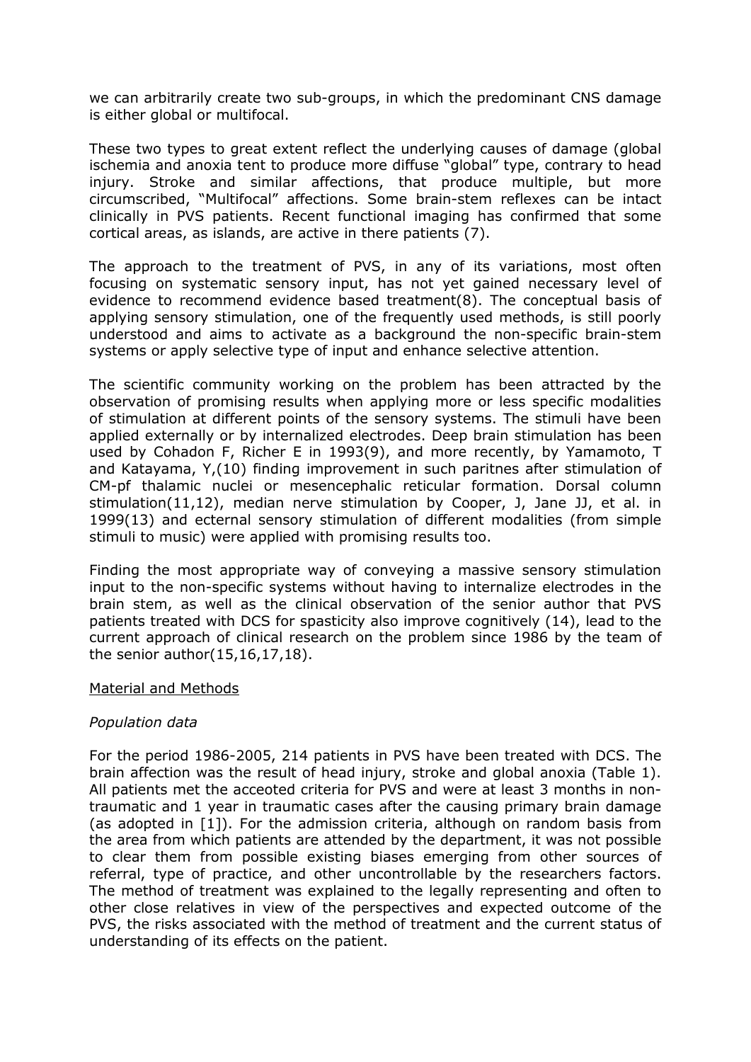we can arbitrarily create two sub-groups, in which the predominant CNS damage is either global or multifocal.

These two types to great extent reflect the underlying causes of damage (global ischemia and anoxia tent to produce more diffuse "global" type, contrary to head injury. Stroke and similar affections, that produce multiple, but more circumscribed, "Multifocal" affections. Some brain-stem reflexes can be intact clinically in PVS patients. Recent functional imaging has confirmed that some cortical areas, as islands, are active in there patients (7).

The approach to the treatment of PVS, in any of its variations, most often focusing on systematic sensory input, has not yet gained necessary level of evidence to recommend evidence based treatment(8). The conceptual basis of applying sensory stimulation, one of the frequently used methods, is still poorly understood and aims to activate as a background the non-specific brain-stem systems or apply selective type of input and enhance selective attention.

The scientific community working on the problem has been attracted by the observation of promising results when applying more or less specific modalities of stimulation at different points of the sensory systems. The stimuli have been applied externally or by internalized electrodes. Deep brain stimulation has been used by Cohadon F, Richer E in 1993(9), and more recently, by Yamamoto, T and Katayama, Y,(10) finding improvement in such paritnes after stimulation of CM-pf thalamic nuclei or mesencephalic reticular formation. Dorsal column stimulation(11,12), median nerve stimulation by Cooper, J, Jane JJ, et al. in 1999(13) and ecternal sensory stimulation of different modalities (from simple stimuli to music) were applied with promising results too.

Finding the most appropriate way of conveying a massive sensory stimulation input to the non-specific systems without having to internalize electrodes in the brain stem, as well as the clinical observation of the senior author that PVS patients treated with DCS for spasticity also improve cognitively (14), lead to the current approach of clinical research on the problem since 1986 by the team of the senior author(15,16,17,18).

## Material and Methods

### *Population data*

For the period 1986-2005, 214 patients in PVS have been treated with DCS. The brain affection was the result of head injury, stroke and global anoxia (Table 1). All patients met the acceoted criteria for PVS and were at least 3 months in non-traumatic and 1 year in traumatic cases after the causing primary brain damage (as adopted in [1]). For the admission criteria, although on random basis from the area from which patients are attended by the department, it was not possible to clear them from possible existing biases emerging from other sources of referral, type of practice, and other uncontrollable by the researchers factors. The method of treatment was explained to the legally representing and often to other close relatives in view of the perspectives and expected outcome of the PVS, the risks associated with the method of treatment and the current status of understanding of its effects on the patient.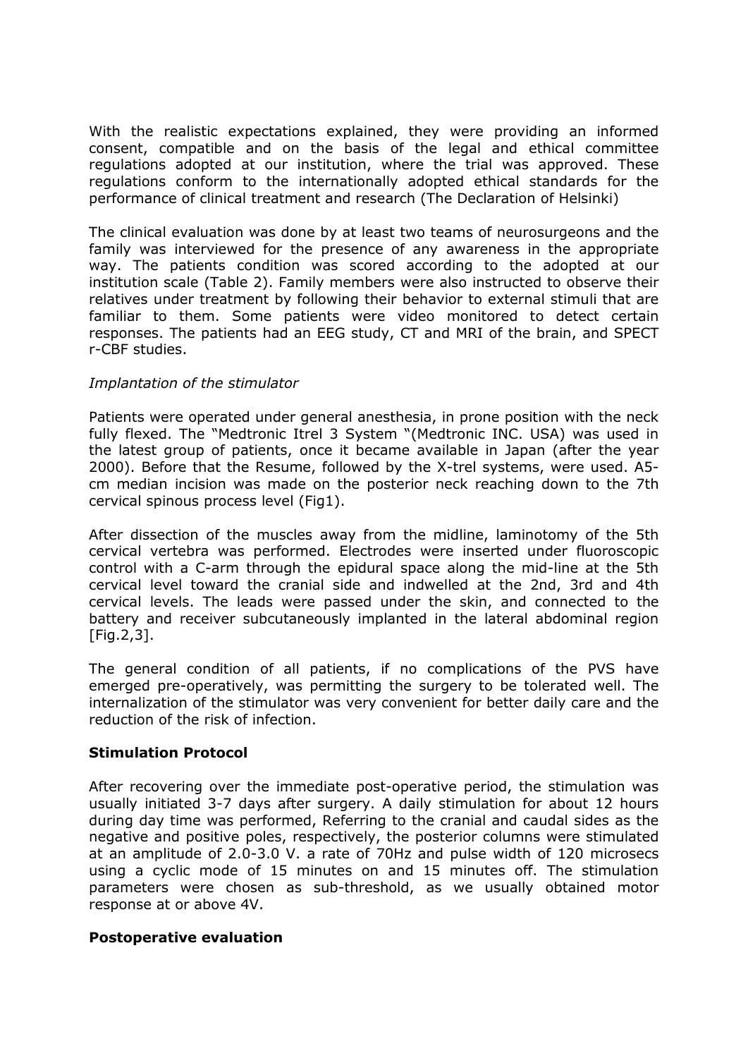With the realistic expectations explained, they were providing an informed consent, compatible and on the basis of the legal and ethical committee regulations adopted at our institution, where the trial was approved. These regulations conform to the internationally adopted ethical standards for the performance of clinical treatment and research (The Declaration of Helsinki)

The clinical evaluation was done by at least two teams of neurosurgeons and the family was interviewed for the presence of any awareness in the appropriate way. The patients condition was scored according to the adopted at our institution scale (Table 2). Family members were also instructed to observe their relatives under treatment by following their behavior to external stimuli that are familiar to them. Some patients were video monitored to detect certain responses. The patients had an EEG study, CT and MRI of the brain, and SPECT r-CBF studies.

*Implantation of the stimulator*

Patients were operated under general anesthesia, in prone position with the neck fully flexed. The "Medtronic Itrel 3 System "(Medtronic INC. USA) was used in the latest group of patients, once it became available in Japan (after the year 2000). Before that the Resume, followed by the X-trel systems, were used. A5-cm median incision was made on the posterior neck reaching down to the 7th cervical spinous process level (Fig1).

After dissection of the muscles away from the midline, laminotomy of the 5th cervical vertebra was performed. Electrodes were inserted under fluoroscopic control with a C-arm through the epidural space along the mid-line at the 5th cervical level toward the cranial side and indwelled at the 2nd, 3rd and 4th cervical levels. The leads were passed under the skin, and connected to the battery and receiver subcutaneously implanted in the lateral abdominal region [Fig.2,3].

The general condition of all patients, if no complications of the PVS have emerged pre-operatively, was permitting the surgery to be tolerated well. The internalization of the stimulator was very convenient for better daily care and the reduction of the risk of infection.

**Stimulation Protocol**

After recovering over the immediate post-operative period, the stimulation was usually initiated 3-7 days after surgery. A daily stimulation for about 12 hours during day time was performed, Referring to the cranial and caudal sides as the negative and positive poles, respectively, the posterior columns were stimulated at an amplitude of 2.0-3.0 V. a rate of 70Hz and pulse width of 120 microsecs using a cyclic mode of 15 minutes on and 15 minutes off. The stimulation parameters were chosen as sub-threshold, as we usually obtained motor response at or above 4V.

**Postoperative evaluation**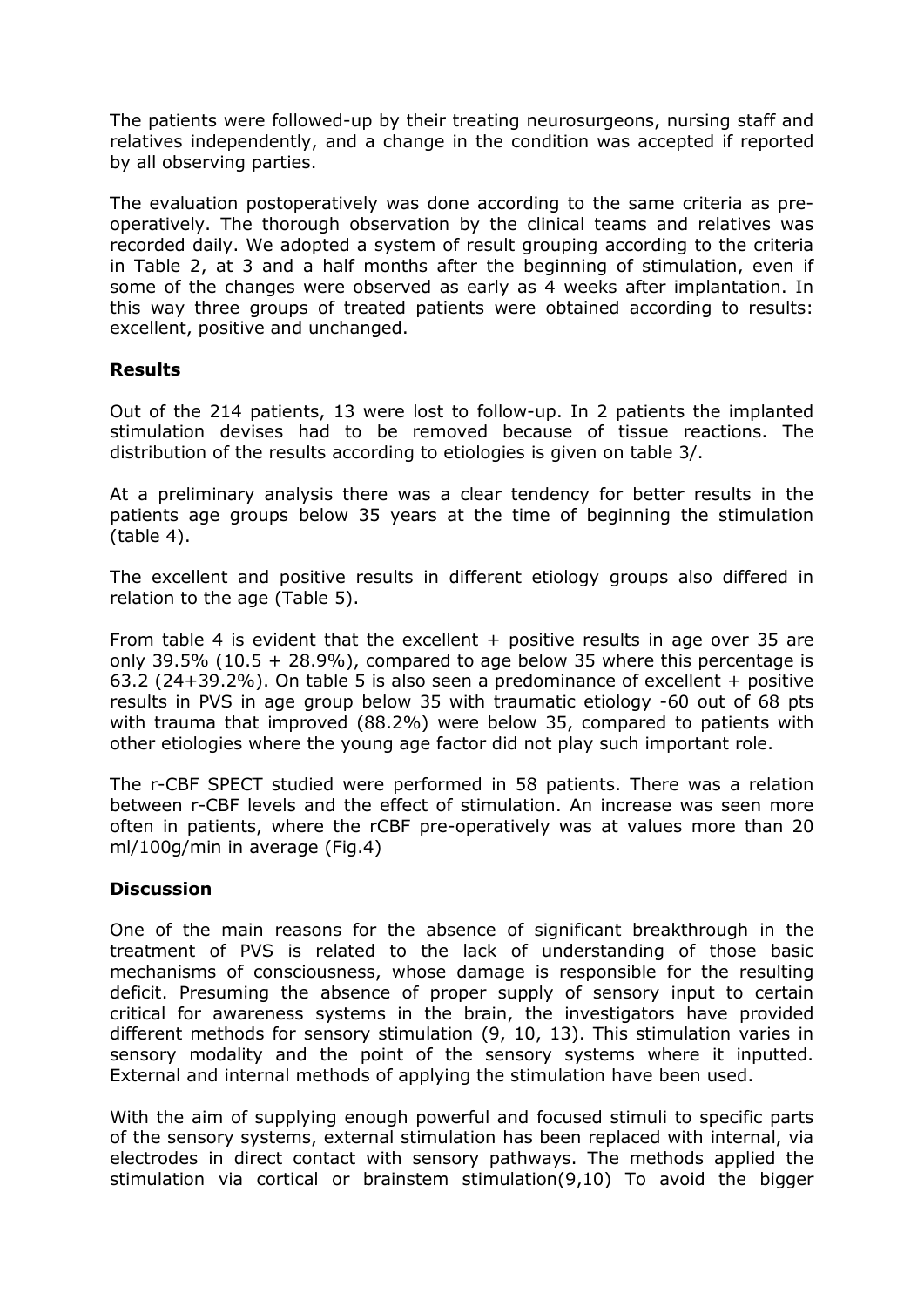The patients were followed-up by their treating neurosurgeons, nursing staff and relatives independently, and a change in the condition was accepted if reported by all observing parties.

The evaluation postoperatively was done according to the same criteria as pre-operatively. The thorough observation by the clinical teams and relatives was recorded daily. We adopted a system of result grouping according to the criteria in Table 2, at 3 and a half months after the beginning of stimulation, even if some of the changes were observed as early as 4 weeks after implantation. In this way three groups of treated patients were obtained according to results: excellent, positive and unchanged.

## Results

Out of the 214 patients, 13 were lost to follow-up. In 2 patients the implanted stimulation devises had to be removed because of tissue reactions. The distribution of the results according to etiologies is given on table 3/.

At a preliminary analysis there was a clear tendency for better results in the patients age groups below 35 years at the time of beginning the stimulation (table 4).

The excellent and positive results in different etiology groups also differed in relation to the age (Table 5).

From table 4 is evident that the excellent + positive results in age over 35 are only 39.5% (10.5 + 28.9%), compared to age below 35 where this percentage is 63.2 (24+39.2%). On table 5 is also seen a predominance of excellent + positive results in PVS in age group below 35 with traumatic etiology -60 out of 68 pts with trauma that improved (88.2%) were below 35, compared to patients with other etiologies where the young age factor did not play such important role.

The r-CBF SPECT studied were performed in 58 patients. There was a relation between r-CBF levels and the effect of stimulation. An increase was seen more often in patients, where the rCBF pre-operatively was at values more than 20 ml/100g/min in average (Fig.4)

## Discussion

One of the main reasons for the absence of significant breakthrough in the treatment of PVS is related to the lack of understanding of those basic mechanisms of consciousness, whose damage is responsible for the resulting deficit. Presuming the absence of proper supply of sensory input to certain critical for awareness systems in the brain, the investigators have provided different methods for sensory stimulation (9, 10, 13). This stimulation varies in sensory modality and the point of the sensory systems where it inputted. External and internal methods of applying the stimulation have been used.

With the aim of supplying enough powerful and focused stimuli to specific parts of the sensory systems, external stimulation has been replaced with internal, via electrodes in direct contact with sensory pathways. The methods applied the stimulation via cortical or brainstem stimulation(9,10) To avoid the bigger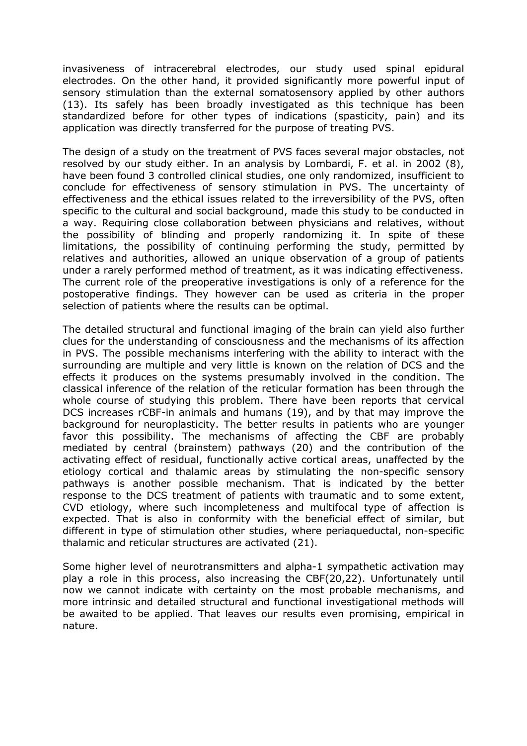invasiveness of intracerebral electrodes, our study used spinal epidural electrodes. On the other hand, it provided significantly more powerful input of sensory stimulation than the external somatosensory applied by other authors (13). Its safely has been broadly investigated as this technique has been standardized before for other types of indications (spasticity, pain) and its application was directly transferred for the purpose of treating PVS.

The design of a study on the treatment of PVS faces several major obstacles, not resolved by our study either. In an analysis by Lombardi, F. et al. in 2002 (8), have been found 3 controlled clinical studies, one only randomized, insufficient to conclude for effectiveness of sensory stimulation in PVS. The uncertainty of effectiveness and the ethical issues related to the irreversibility of the PVS, often specific to the cultural and social background, made this study to be conducted in a way. Requiring close collaboration between physicians and relatives, without the possibility of blinding and properly randomizing it. In spite of these limitations, the possibility of continuing performing the study, permitted by relatives and authorities, allowed an unique observation of a group of patients under a rarely performed method of treatment, as it was indicating effectiveness. The current role of the preoperative investigations is only of a reference for the postoperative findings. They however can be used as criteria in the proper selection of patients where the results can be optimal.

The detailed structural and functional imaging of the brain can yield also further clues for the understanding of consciousness and the mechanisms of its affection in PVS. The possible mechanisms interfering with the ability to interact with the surrounding are multiple and very little is known on the relation of DCS and the effects it produces on the systems presumably involved in the condition. The classical inference of the relation of the reticular formation has been through the whole course of studying this problem. There have been reports that cervical DCS increases rCBF-in animals and humans (19), and by that may improve the background for neuroplasticity. The better results in patients who are younger favor this possibility. The mechanisms of affecting the CBF are probably mediated by central (brainstem) pathways (20) and the contribution of the activating effect of residual, functionally active cortical areas, unaffected by the etiology cortical and thalamic areas by stimulating the non-specific sensory pathways is another possible mechanism. That is indicated by the better response to the DCS treatment of patients with traumatic and to some extent, CVD etiology, where such incompleteness and multifocal type of affection is expected. That is also in conformity with the beneficial effect of similar, but different in type of stimulation other studies, where periaqueductal, non-specific thalamic and reticular structures are activated (21).

Some higher level of neurotransmitters and alpha-1 sympathetic activation may play a role in this process, also increasing the CBF(20,22). Unfortunately until now we cannot indicate with certainty on the most probable mechanisms, and more intrinsic and detailed structural and functional investigational methods will be awaited to be applied. That leaves our results even promising, empirical in nature.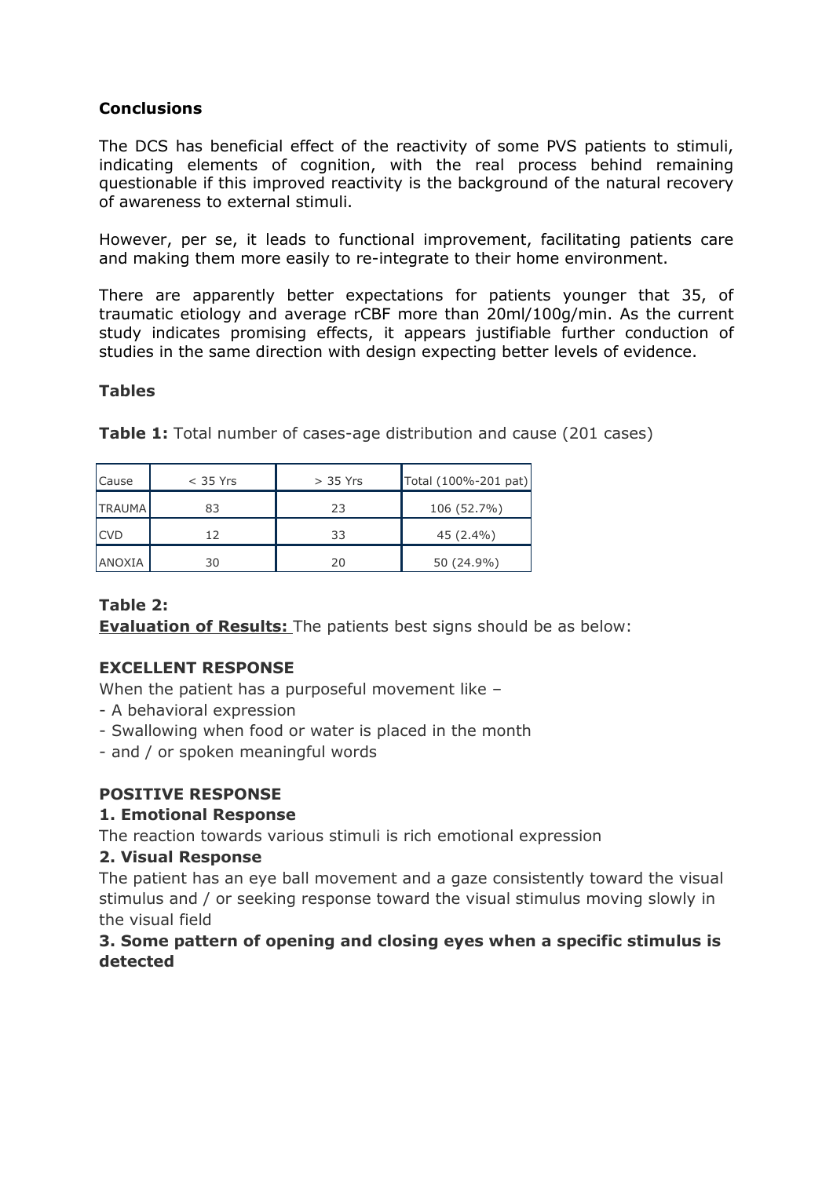**Conclusions**

The DCS has beneficial effect of the reactivity of some PVS patients to stimuli, indicating elements of cognition, with the real process behind remaining questionable if this improved reactivity is the background of the natural recovery of awareness to external stimuli.

However, per se, it leads to functional improvement, facilitating patients care and making them more easily to re-integrate to their home environment.

There are apparently better expectations for patients younger that 35, of traumatic etiology and average rCBF more than 20ml/100g/min. As the current study indicates promising effects, it appears justifiable further conduction of studies in the same direction with design expecting better levels of evidence.

**Tables**

**Table 1:** Total number of cases-age distribution and cause (201 cases)

| Cause | < 35 Yrs | > 35 Yrs | Total (100%-201 pat) |
|---|---|---|---|
| TRAUMA | 83 | 23 | 106 (52.7%) |
| CVD | 12 | 33 | 45 (2.4%) |
| ANOXIA | 30 | 20 | 50 (24.9%) |

**Table 2:**
**Evaluation of Results:** The patients best signs should be as below:

**EXCELLENT RESPONSE**

When the patient has a purposeful movement like –

- A behavioral expression
- Swallowing when food or water is placed in the month
- and / or spoken meaningful words

**POSITIVE RESPONSE**

**1. Emotional Response**

The reaction towards various stimuli is rich emotional expression

**2. Visual Response**

The patient has an eye ball movement and a gaze consistently toward the visual stimulus and / or seeking response toward the visual stimulus moving slowly in the visual field

**3. Some pattern of opening and closing eyes when a specific stimulus is detected**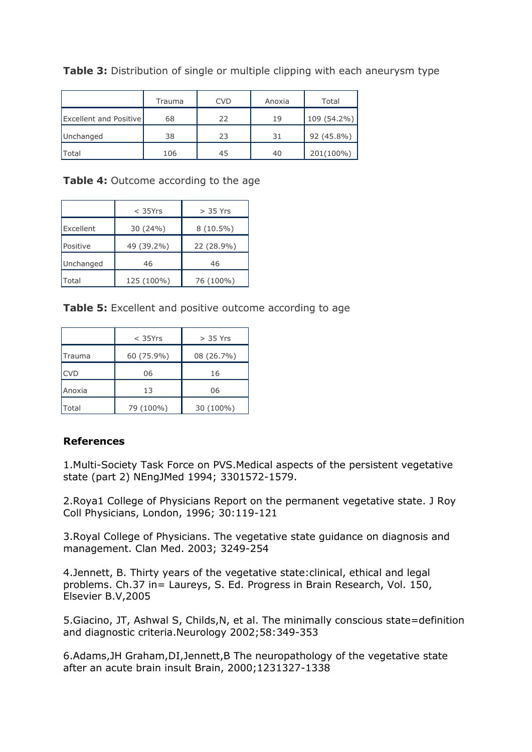**Table 3:** Distribution of single or multiple clipping with each aneurysm type

| | Trauma | CVD | Anoxia | Total |
|---|---|---|---|---|
| Excellent and Positive | 68 | 22 | 19 | 109 (54.2%) |
| Unchanged | 38 | 23 | 31 | 92 (45.8%) |
| Total | 106 | 45 | 40 | 201(100%) |

**Table 4:** Outcome according to the age

| | < 35Yrs | > 35 Yrs |
|---|---|---|
| Excellent | 30 (24%) | 8 (10.5%) |
| Positive | 49 (39.2%) | 22 (28.9%) |
| Unchanged | 46 | 46 |
| Total | 125 (100%) | 76 (100%) |

**Table 5:** Excellent and positive outcome according to age

| | < 35Yrs | > 35 Yrs |
|---|---|---|
| Trauma | 60 (75.9%) | 08 (26.7%) |
| CVD | 06 | 16 |
| Anoxia | 13 | 06 |
| Total | 79 (100%) | 30 (100%) |

## References

1.Multi-Society Task Force on PVS.Medical aspects of the persistent vegetative state (part 2) NEngJMed 1994; 3301572-1579.

2.Roya1 College of Physicians Report on the permanent vegetative state. J Roy Coll Physicians, London, 1996; 30:119-121

3.Royal College of Physicians. The vegetative state guidance on diagnosis and management. Clan Med. 2003; 3249-254

4.Jennett, B. Thirty years of the vegetative state:clinical, ethical and legal problems. Ch.37 in= Laureys, S. Ed. Progress in Brain Research, Vol. 150, Elsevier B.V,2005

5.Giacino, JT, Ashwal S, Childs,N, et al. The minimally conscious state=definition and diagnostic criteria.Neurology 2002;58:349-353

6.Adams,JH Graham,DI,Jennett,B The neuropathology of the vegetative state after an acute brain insult Brain, 2000;1231327-1338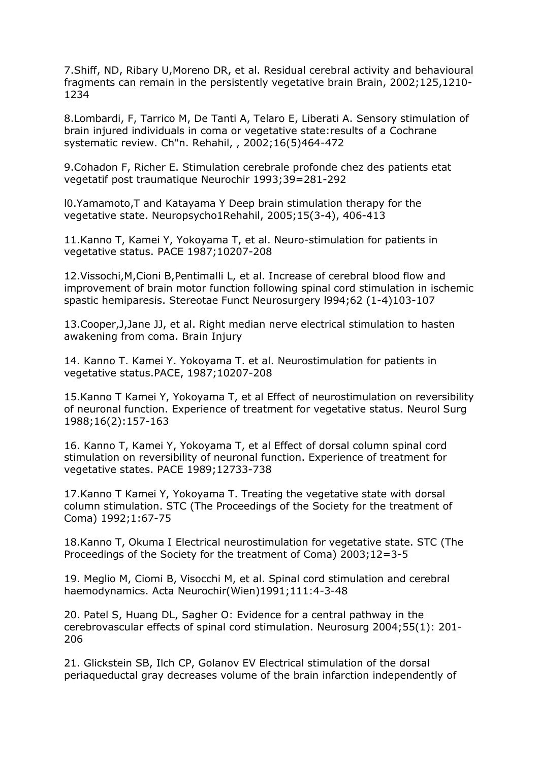7.Shiff, ND, Ribary U,Moreno DR, et al. Residual cerebral activity and behavioural fragments can remain in the persistently vegetative brain Brain, 2002;125,1210-1234

8.Lombardi, F, Tarrico M, De Tanti A, Telaro E, Liberati A. Sensory stimulation of brain injured individuals in coma or vegetative state:results of a Cochrane systematic review. Ch"n. Rehahil, , 2002;16(5)464-472

9.Cohadon F, Richer E. Stimulation cerebrale profonde chez des patients etat vegetatif post traumatique Neurochir 1993;39=281-292

l0.Yamamoto,T and Katayama Y Deep brain stimulation therapy for the vegetative state. Neuropsycho1Rehahil, 2005;15(3-4), 406-413

11.Kanno T, Kamei Y, Yokoyama T, et al. Neuro-stimulation for patients in vegetative status. PACE 1987;10207-208

12.Vissochi,M,Cioni B,Pentimalli L, et al. Increase of cerebral blood flow and improvement of brain motor function following spinal cord stimulation in ischemic spastic hemiparesis. Stereotae Funct Neurosurgery l994;62 (1-4)103-107

13.Cooper,J,Jane JJ, et al. Right median nerve electrical stimulation to hasten awakening from coma. Brain Injury

14. Kanno T. Kamei Y. Yokoyama T. et al. Neurostimulation for patients in vegetative status.PACE, 1987;10207-208

15.Kanno T Kamei Y, Yokoyama T, et al Effect of neurostimulation on reversibility of neuronal function. Experience of treatment for vegetative status. Neurol Surg 1988;16(2):157-163

16. Kanno T, Kamei Y, Yokoyama T, et al Effect of dorsal column spinal cord stimulation on reversibility of neuronal function. Experience of treatment for vegetative states. PACE 1989;12733-738

17.Kanno T Kamei Y, Yokoyama T. Treating the vegetative state with dorsal column stimulation. STC (The Proceedings of the Society for the treatment of Coma) 1992;1:67-75

18.Kanno T, Okuma I Electrical neurostimulation for vegetative state. STC (The Proceedings of the Society for the treatment of Coma) 2003;12=3-5

19. Meglio M, Ciomi B, Visocchi M, et al. Spinal cord stimulation and cerebral haemodynamics. Acta Neurochir(Wien)1991;111:4-3-48

20. Patel S, Huang DL, Sagher O: Evidence for a central pathway in the cerebrovascular effects of spinal cord stimulation. Neurosurg 2004;55(1): 201-206

21. Glickstein SB, Ilch CP, Golanov EV Electrical stimulation of the dorsal periaqueductal gray decreases volume of the brain infarction independently of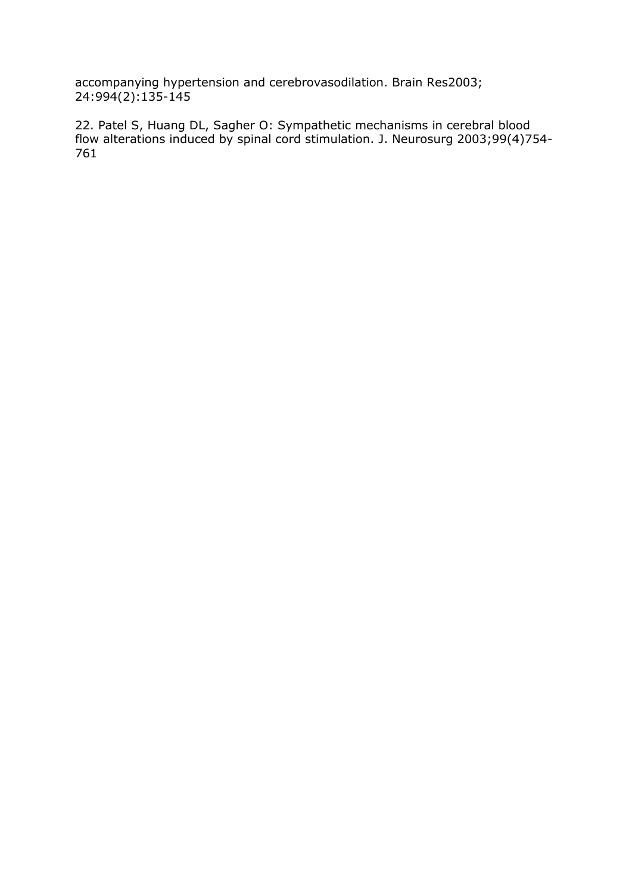accompanying hypertension and cerebrovasodilation. Brain Res2003; 24:994(2):135-145

22. Patel S, Huang DL, Sagher O: Sympathetic mechanisms in cerebral blood flow alterations induced by spinal cord stimulation. J. Neurosurg 2003;99(4)754-761